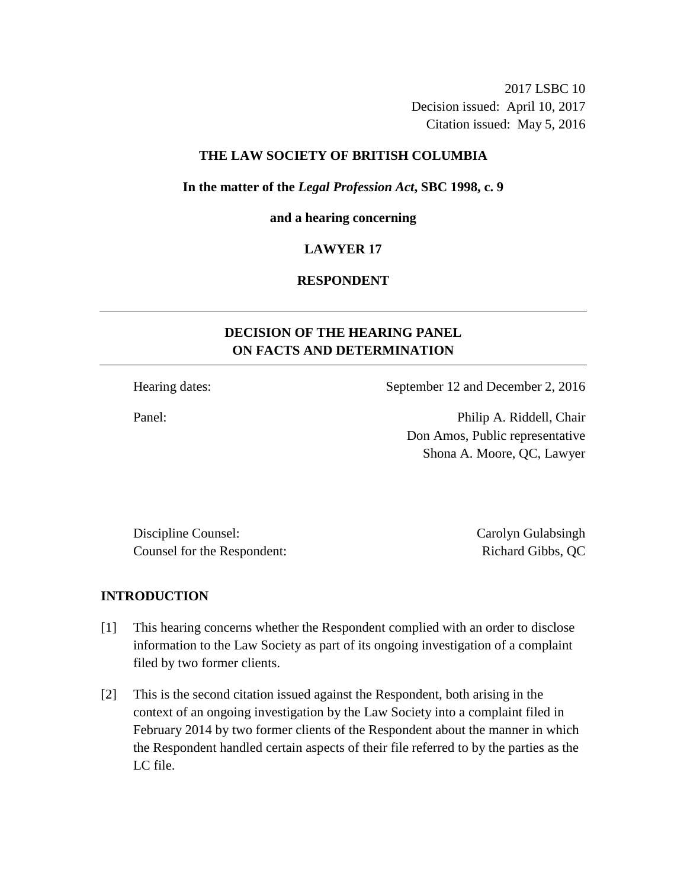2017 LSBC 10
Decision issued: April 10, 2017
Citation issued: May 5, 2016

**THE LAW SOCIETY OF BRITISH COLUMBIA**

**In the matter of the *Legal Profession Act*, SBC 1998, c. 9**

**and a hearing concerning**

**LAWYER 17**

**RESPONDENT**

---

**DECISION OF THE HEARING PANEL
ON FACTS AND DETERMINATION**

---

Hearing dates: September 12 and December 2, 2016

Panel: Philip A. Riddell, Chair
Don Amos, Public representative
Shona A. Moore, QC, Lawyer

Discipline Counsel: Carolyn Gulabsingh
Counsel for the Respondent: Richard Gibbs, QC

## INTRODUCTION

[1] This hearing concerns whether the Respondent complied with an order to disclose information to the Law Society as part of its ongoing investigation of a complaint filed by two former clients.

[2] This is the second citation issued against the Respondent, both arising in the context of an ongoing investigation by the Law Society into a complaint filed in February 2014 by two former clients of the Respondent about the manner in which the Respondent handled certain aspects of their file referred to by the parties as the LC file.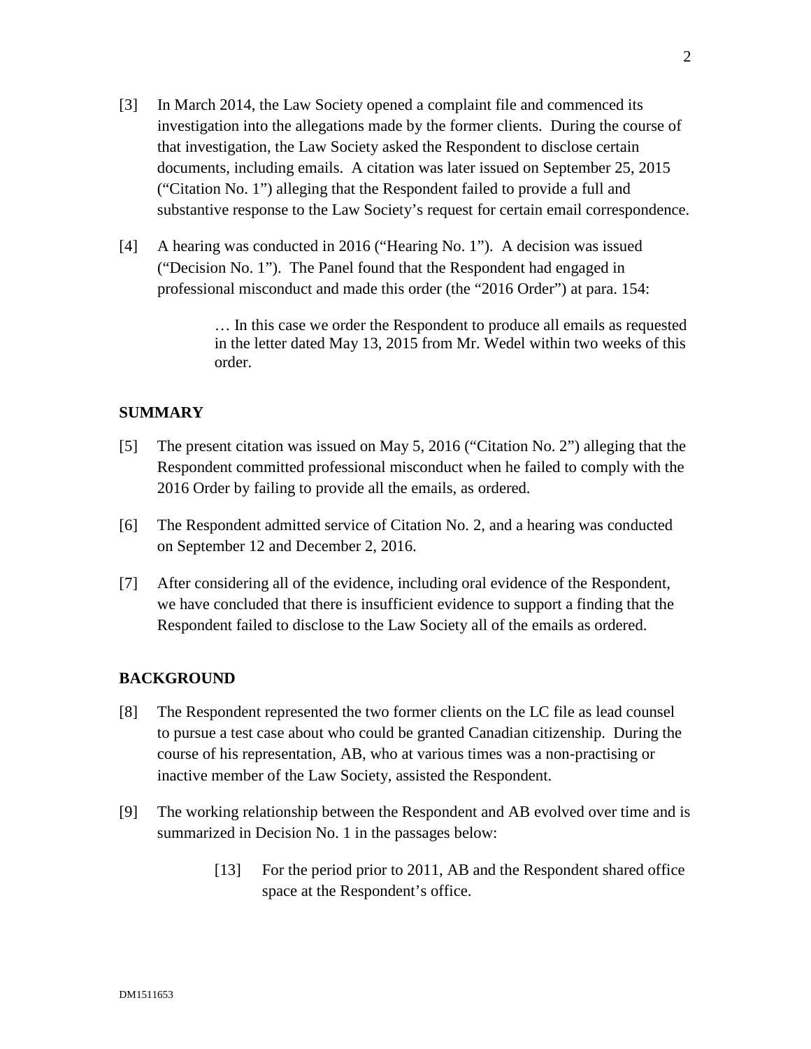[3] In March 2014, the Law Society opened a complaint file and commenced its investigation into the allegations made by the former clients. During the course of that investigation, the Law Society asked the Respondent to disclose certain documents, including emails. A citation was later issued on September 25, 2015 ("Citation No. 1") alleging that the Respondent failed to provide a full and substantive response to the Law Society's request for certain email correspondence.

[4] A hearing was conducted in 2016 ("Hearing No. 1"). A decision was issued ("Decision No. 1"). The Panel found that the Respondent had engaged in professional misconduct and made this order (the "2016 Order") at para. 154:

> … In this case we order the Respondent to produce all emails as requested in the letter dated May 13, 2015 from Mr. Wedel within two weeks of this order.

## SUMMARY

[5] The present citation was issued on May 5, 2016 ("Citation No. 2") alleging that the Respondent committed professional misconduct when he failed to comply with the 2016 Order by failing to provide all the emails, as ordered.

[6] The Respondent admitted service of Citation No. 2, and a hearing was conducted on September 12 and December 2, 2016.

[7] After considering all of the evidence, including oral evidence of the Respondent, we have concluded that there is insufficient evidence to support a finding that the Respondent failed to disclose to the Law Society all of the emails as ordered.

## BACKGROUND

[8] The Respondent represented the two former clients on the LC file as lead counsel to pursue a test case about who could be granted Canadian citizenship. During the course of his representation, AB, who at various times was a non-practising or inactive member of the Law Society, assisted the Respondent.

[9] The working relationship between the Respondent and AB evolved over time and is summarized in Decision No. 1 in the passages below:

> [13] For the period prior to 2011, AB and the Respondent shared office space at the Respondent's office.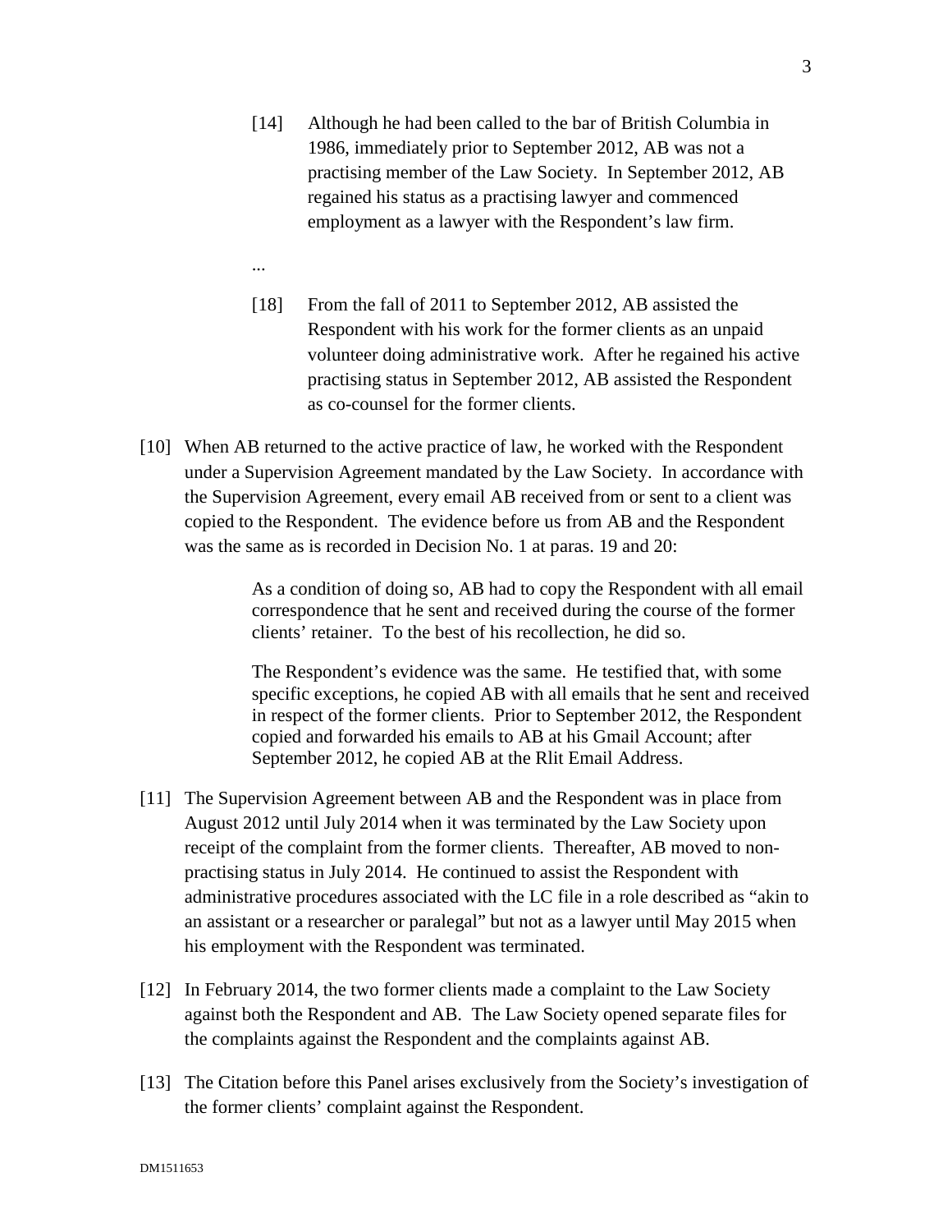> [14] Although he had been called to the bar of British Columbia in 1986, immediately prior to September 2012, AB was not a practising member of the Law Society. In September 2012, AB regained his status as a practising lawyer and commenced employment as a lawyer with the Respondent's law firm.
>
> ...
>
> [18] From the fall of 2011 to September 2012, AB assisted the Respondent with his work for the former clients as an unpaid volunteer doing administrative work. After he regained his active practising status in September 2012, AB assisted the Respondent as co-counsel for the former clients.

[10] When AB returned to the active practice of law, he worked with the Respondent under a Supervision Agreement mandated by the Law Society. In accordance with the Supervision Agreement, every email AB received from or sent to a client was copied to the Respondent. The evidence before us from AB and the Respondent was the same as is recorded in Decision No. 1 at paras. 19 and 20:

> As a condition of doing so, AB had to copy the Respondent with all email correspondence that he sent and received during the course of the former clients' retainer. To the best of his recollection, he did so.
>
> The Respondent's evidence was the same. He testified that, with some specific exceptions, he copied AB with all emails that he sent and received in respect of the former clients. Prior to September 2012, the Respondent copied and forwarded his emails to AB at his Gmail Account; after September 2012, he copied AB at the Rlit Email Address.

[11] The Supervision Agreement between AB and the Respondent was in place from August 2012 until July 2014 when it was terminated by the Law Society upon receipt of the complaint from the former clients. Thereafter, AB moved to non-practising status in July 2014. He continued to assist the Respondent with administrative procedures associated with the LC file in a role described as "akin to an assistant or a researcher or paralegal" but not as a lawyer until May 2015 when his employment with the Respondent was terminated.

[12] In February 2014, the two former clients made a complaint to the Law Society against both the Respondent and AB. The Law Society opened separate files for the complaints against the Respondent and the complaints against AB.

[13] The Citation before this Panel arises exclusively from the Society's investigation of the former clients' complaint against the Respondent.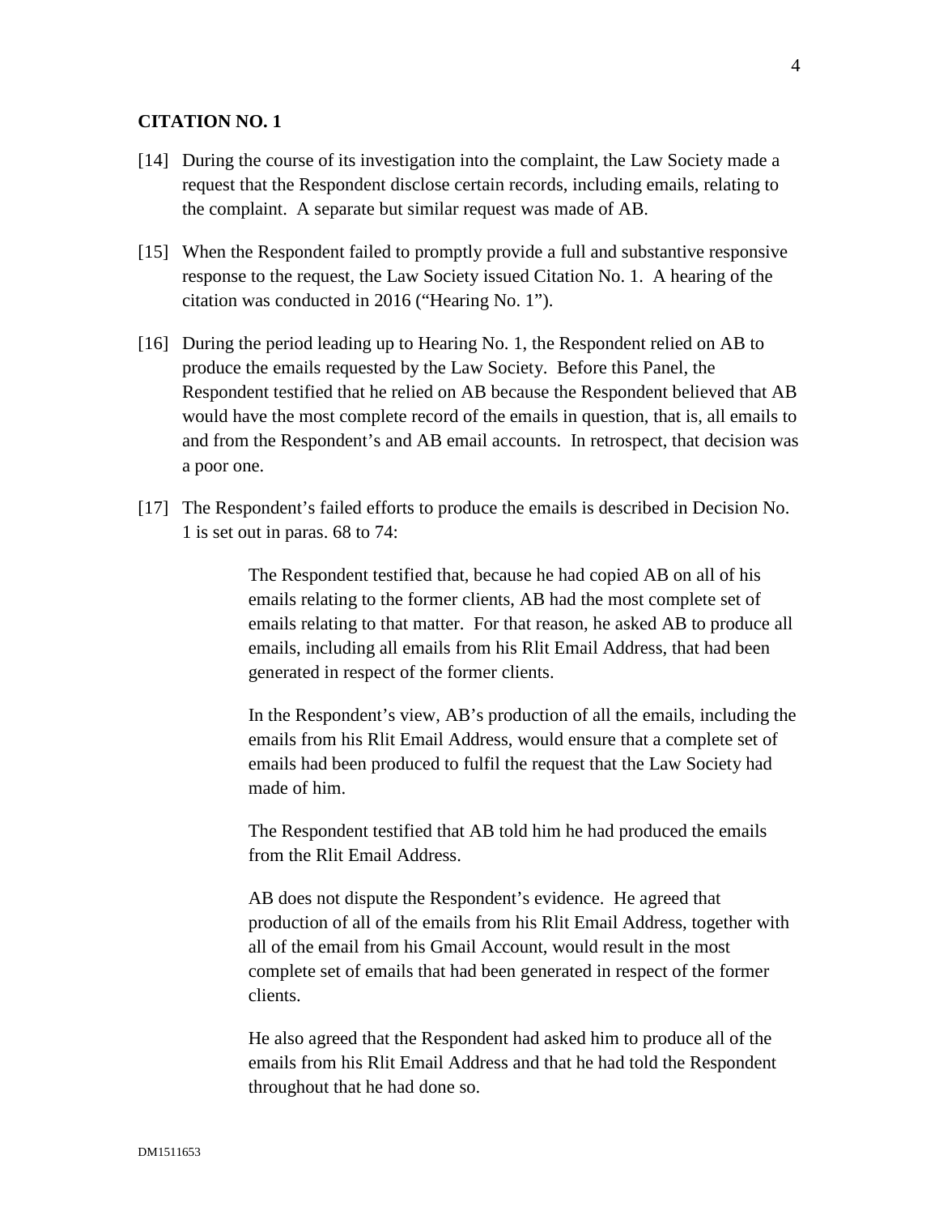## CITATION NO. 1

[14] During the course of its investigation into the complaint, the Law Society made a request that the Respondent disclose certain records, including emails, relating to the complaint. A separate but similar request was made of AB.

[15] When the Respondent failed to promptly provide a full and substantive responsive response to the request, the Law Society issued Citation No. 1. A hearing of the citation was conducted in 2016 ("Hearing No. 1").

[16] During the period leading up to Hearing No. 1, the Respondent relied on AB to produce the emails requested by the Law Society. Before this Panel, the Respondent testified that he relied on AB because the Respondent believed that AB would have the most complete record of the emails in question, that is, all emails to and from the Respondent's and AB email accounts. In retrospect, that decision was a poor one.

[17] The Respondent's failed efforts to produce the emails is described in Decision No. 1 is set out in paras. 68 to 74:

> The Respondent testified that, because he had copied AB on all of his emails relating to the former clients, AB had the most complete set of emails relating to that matter. For that reason, he asked AB to produce all emails, including all emails from his Rlit Email Address, that had been generated in respect of the former clients.
>
> In the Respondent's view, AB's production of all the emails, including the emails from his Rlit Email Address, would ensure that a complete set of emails had been produced to fulfil the request that the Law Society had made of him.
>
> The Respondent testified that AB told him he had produced the emails from the Rlit Email Address.
>
> AB does not dispute the Respondent's evidence. He agreed that production of all of the emails from his Rlit Email Address, together with all of the email from his Gmail Account, would result in the most complete set of emails that had been generated in respect of the former clients.
>
> He also agreed that the Respondent had asked him to produce all of the emails from his Rlit Email Address and that he had told the Respondent throughout that he had done so.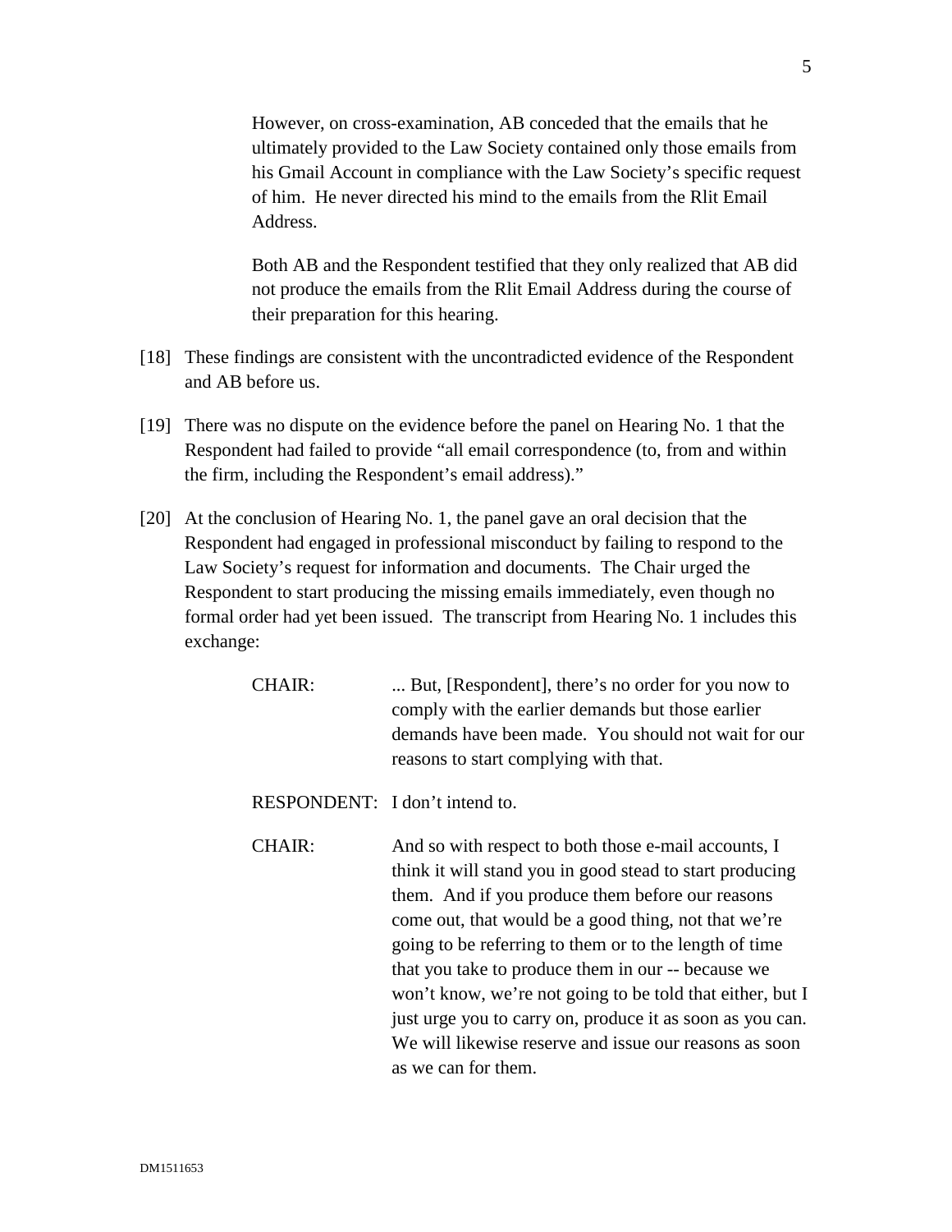> However, on cross-examination, AB conceded that the emails that he ultimately provided to the Law Society contained only those emails from his Gmail Account in compliance with the Law Society's specific request of him. He never directed his mind to the emails from the Rlit Email Address.
>
> Both AB and the Respondent testified that they only realized that AB did not produce the emails from the Rlit Email Address during the course of their preparation for this hearing.

[18] These findings are consistent with the uncontradicted evidence of the Respondent and AB before us.

[19] There was no dispute on the evidence before the panel on Hearing No. 1 that the Respondent had failed to provide "all email correspondence (to, from and within the firm, including the Respondent's email address)."

[20] At the conclusion of Hearing No. 1, the panel gave an oral decision that the Respondent had engaged in professional misconduct by failing to respond to the Law Society's request for information and documents. The Chair urged the Respondent to start producing the missing emails immediately, even though no formal order had yet been issued. The transcript from Hearing No. 1 includes this exchange:

> CHAIR: ... But, [Respondent], there's no order for you now to comply with the earlier demands but those earlier demands have been made. You should not wait for our reasons to start complying with that.
>
> RESPONDENT: I don't intend to.
>
> CHAIR: And so with respect to both those e-mail accounts, I think it will stand you in good stead to start producing them. And if you produce them before our reasons come out, that would be a good thing, not that we're going to be referring to them or to the length of time that you take to produce them in our -- because we won't know, we're not going to be told that either, but I just urge you to carry on, produce it as soon as you can. We will likewise reserve and issue our reasons as soon as we can for them.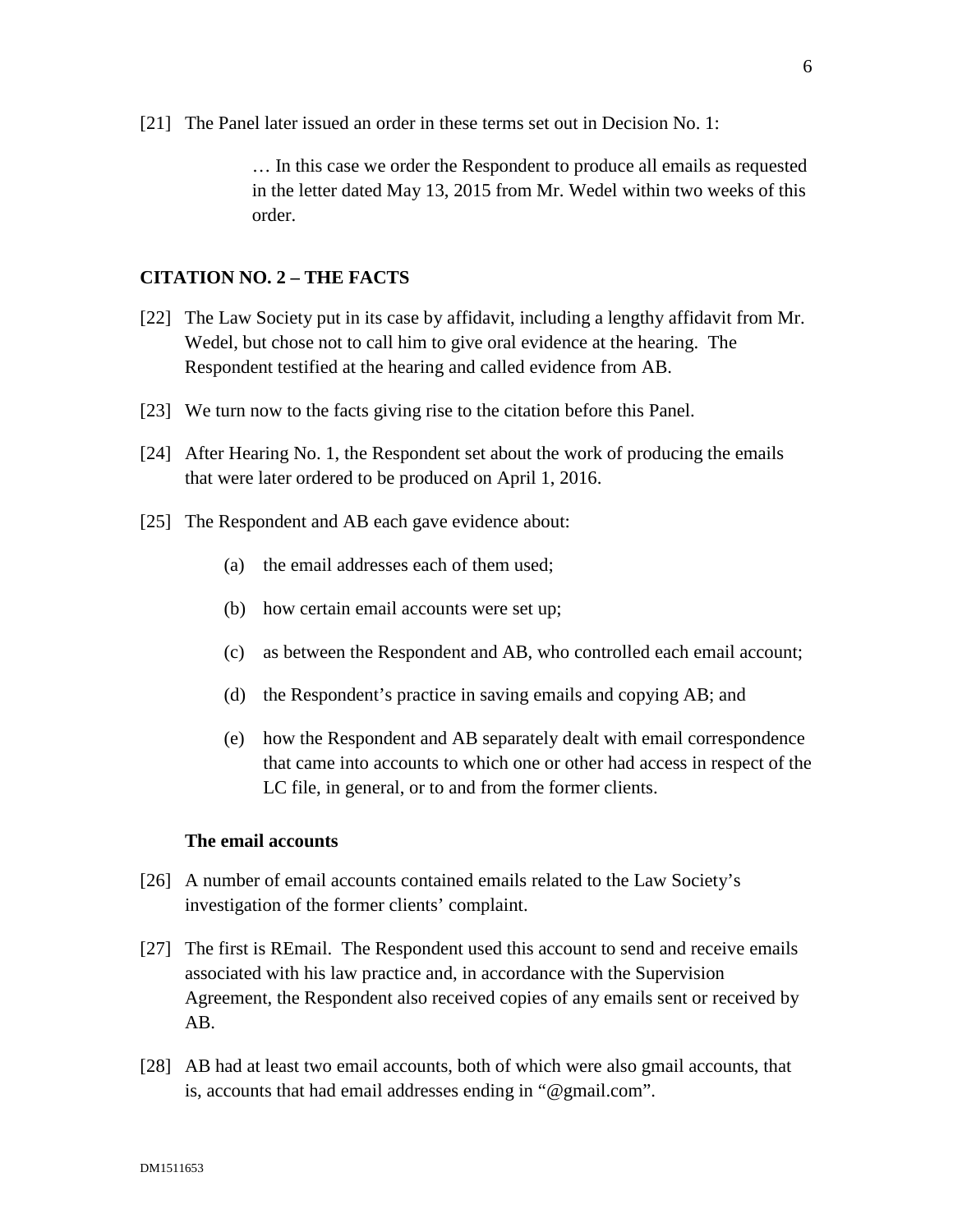[21] The Panel later issued an order in these terms set out in Decision No. 1:

> … In this case we order the Respondent to produce all emails as requested in the letter dated May 13, 2015 from Mr. Wedel within two weeks of this order.

## CITATION NO. 2 – THE FACTS

[22] The Law Society put in its case by affidavit, including a lengthy affidavit from Mr. Wedel, but chose not to call him to give oral evidence at the hearing. The Respondent testified at the hearing and called evidence from AB.

[23] We turn now to the facts giving rise to the citation before this Panel.

[24] After Hearing No. 1, the Respondent set about the work of producing the emails that were later ordered to be produced on April 1, 2016.

[25] The Respondent and AB each gave evidence about:

(a) the email addresses each of them used;

(b) how certain email accounts were set up;

(c) as between the Respondent and AB, who controlled each email account;

(d) the Respondent's practice in saving emails and copying AB; and

(e) how the Respondent and AB separately dealt with email correspondence that came into accounts to which one or other had access in respect of the LC file, in general, or to and from the former clients.

### The email accounts

[26] A number of email accounts contained emails related to the Law Society's investigation of the former clients' complaint.

[27] The first is REmail. The Respondent used this account to send and receive emails associated with his law practice and, in accordance with the Supervision Agreement, the Respondent also received copies of any emails sent or received by AB.

[28] AB had at least two email accounts, both of which were also gmail accounts, that is, accounts that had email addresses ending in "@gmail.com".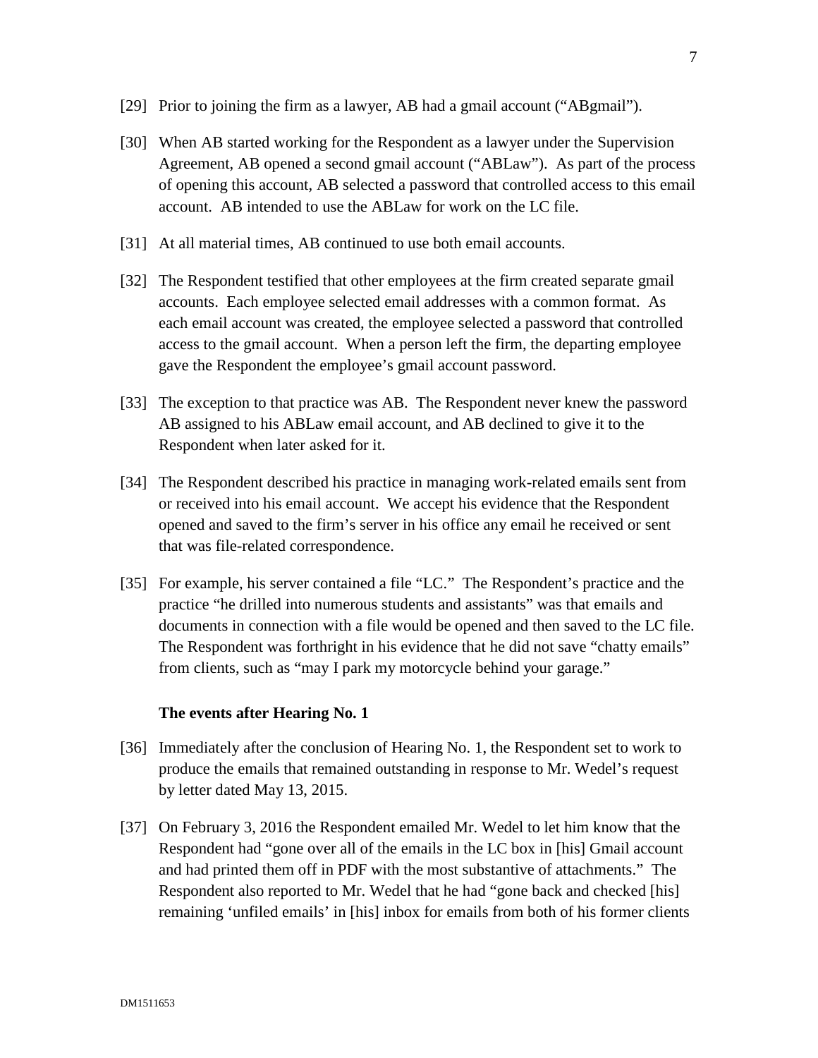[29] Prior to joining the firm as a lawyer, AB had a gmail account ("ABgmail").

[30] When AB started working for the Respondent as a lawyer under the Supervision Agreement, AB opened a second gmail account ("ABLaw"). As part of the process of opening this account, AB selected a password that controlled access to this email account. AB intended to use the ABLaw for work on the LC file.

[31] At all material times, AB continued to use both email accounts.

[32] The Respondent testified that other employees at the firm created separate gmail accounts. Each employee selected email addresses with a common format. As each email account was created, the employee selected a password that controlled access to the gmail account. When a person left the firm, the departing employee gave the Respondent the employee's gmail account password.

[33] The exception to that practice was AB. The Respondent never knew the password AB assigned to his ABLaw email account, and AB declined to give it to the Respondent when later asked for it.

[34] The Respondent described his practice in managing work-related emails sent from or received into his email account. We accept his evidence that the Respondent opened and saved to the firm's server in his office any email he received or sent that was file-related correspondence.

[35] For example, his server contained a file "LC." The Respondent's practice and the practice "he drilled into numerous students and assistants" was that emails and documents in connection with a file would be opened and then saved to the LC file. The Respondent was forthright in his evidence that he did not save "chatty emails" from clients, such as "may I park my motorcycle behind your garage."

### The events after Hearing No. 1

[36] Immediately after the conclusion of Hearing No. 1, the Respondent set to work to produce the emails that remained outstanding in response to Mr. Wedel's request by letter dated May 13, 2015.

[37] On February 3, 2016 the Respondent emailed Mr. Wedel to let him know that the Respondent had "gone over all of the emails in the LC box in [his] Gmail account and had printed them off in PDF with the most substantive of attachments." The Respondent also reported to Mr. Wedel that he had "gone back and checked [his] remaining 'unfiled emails' in [his] inbox for emails from both of his former clients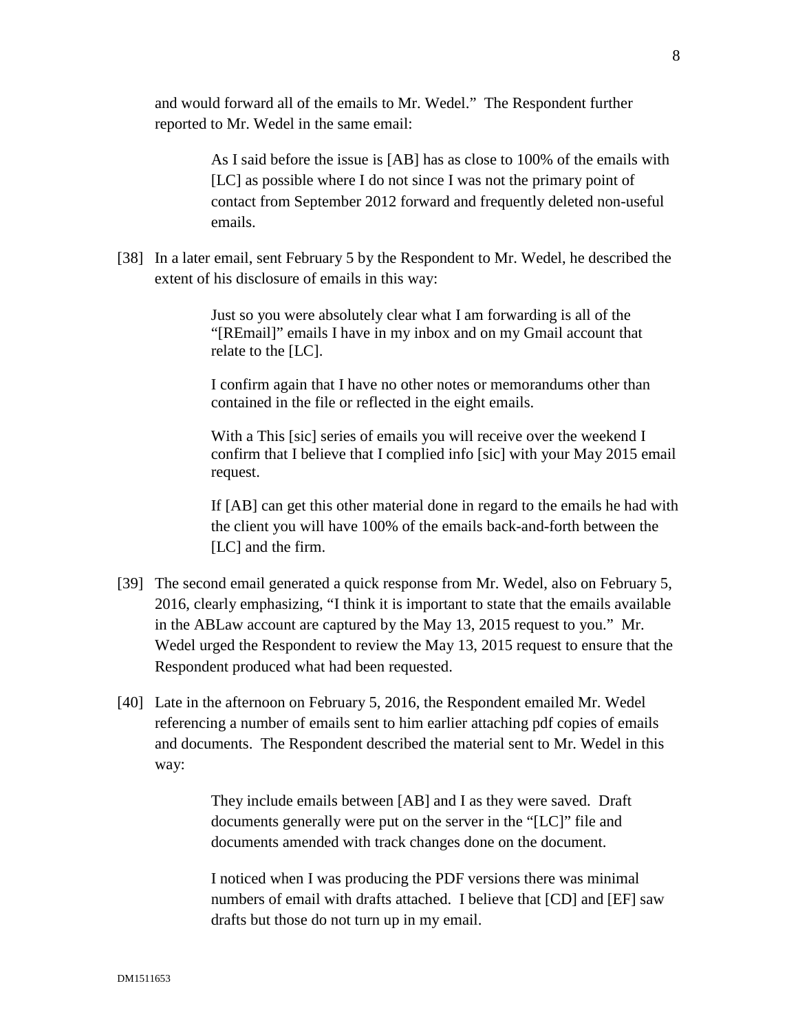and would forward all of the emails to Mr. Wedel." The Respondent further reported to Mr. Wedel in the same email:

> As I said before the issue is [AB] has as close to 100% of the emails with [LC] as possible where I do not since I was not the primary point of contact from September 2012 forward and frequently deleted non-useful emails.

[38] In a later email, sent February 5 by the Respondent to Mr. Wedel, he described the extent of his disclosure of emails in this way:

> Just so you were absolutely clear what I am forwarding is all of the "[REmail]" emails I have in my inbox and on my Gmail account that relate to the [LC].
>
> I confirm again that I have no other notes or memorandums other than contained in the file or reflected in the eight emails.
>
> With a This [sic] series of emails you will receive over the weekend I confirm that I believe that I complied info [sic] with your May 2015 email request.
>
> If [AB] can get this other material done in regard to the emails he had with the client you will have 100% of the emails back-and-forth between the [LC] and the firm.

[39] The second email generated a quick response from Mr. Wedel, also on February 5, 2016, clearly emphasizing, "I think it is important to state that the emails available in the ABLaw account are captured by the May 13, 2015 request to you." Mr. Wedel urged the Respondent to review the May 13, 2015 request to ensure that the Respondent produced what had been requested.

[40] Late in the afternoon on February 5, 2016, the Respondent emailed Mr. Wedel referencing a number of emails sent to him earlier attaching pdf copies of emails and documents. The Respondent described the material sent to Mr. Wedel in this way:

> They include emails between [AB] and I as they were saved. Draft documents generally were put on the server in the "[LC]" file and documents amended with track changes done on the document.
>
> I noticed when I was producing the PDF versions there was minimal numbers of email with drafts attached. I believe that [CD] and [EF] saw drafts but those do not turn up in my email.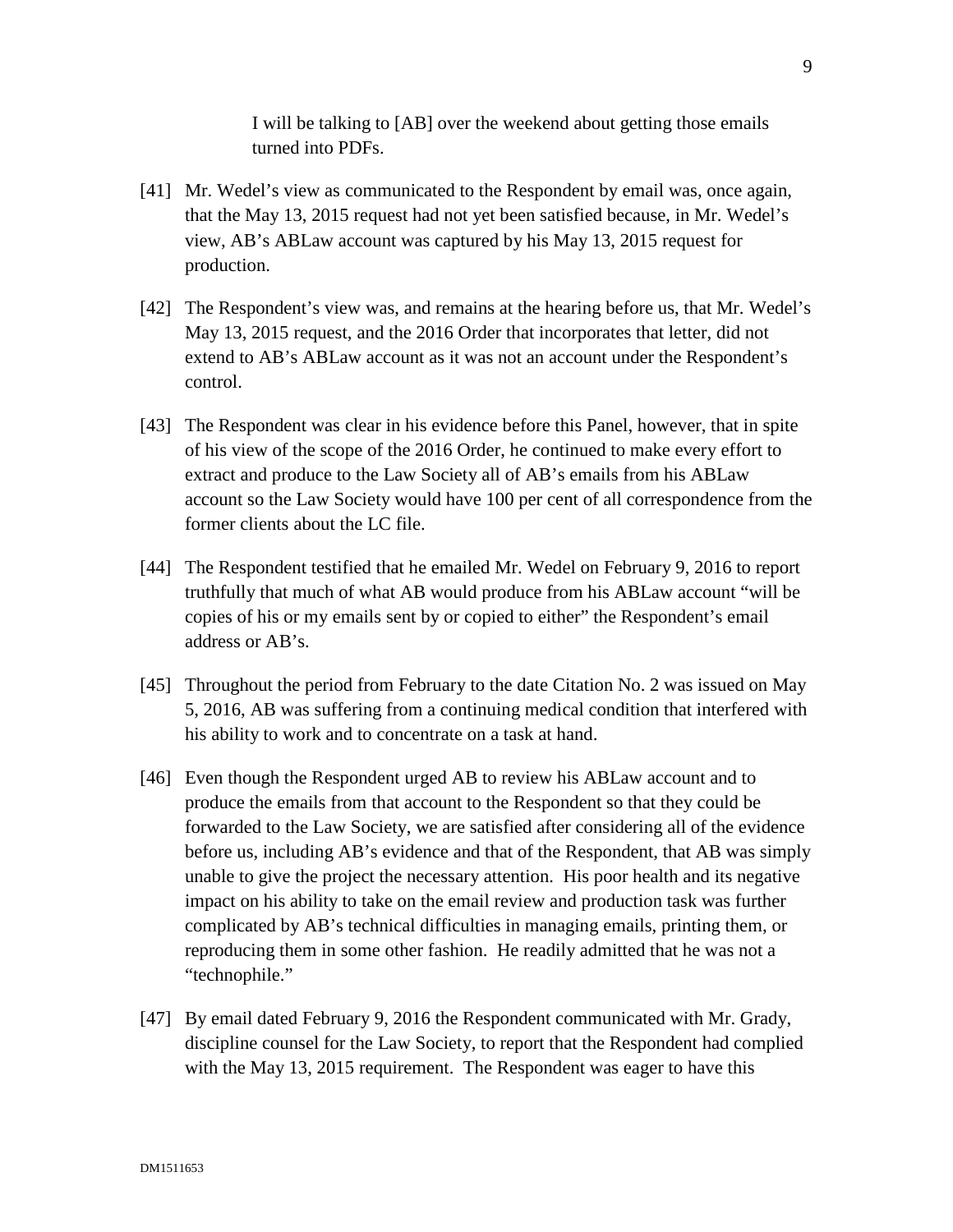> I will be talking to [AB] over the weekend about getting those emails turned into PDFs.

[41] Mr. Wedel's view as communicated to the Respondent by email was, once again, that the May 13, 2015 request had not yet been satisfied because, in Mr. Wedel's view, AB's ABLaw account was captured by his May 13, 2015 request for production.

[42] The Respondent's view was, and remains at the hearing before us, that Mr. Wedel's May 13, 2015 request, and the 2016 Order that incorporates that letter, did not extend to AB's ABLaw account as it was not an account under the Respondent's control.

[43] The Respondent was clear in his evidence before this Panel, however, that in spite of his view of the scope of the 2016 Order, he continued to make every effort to extract and produce to the Law Society all of AB's emails from his ABLaw account so the Law Society would have 100 per cent of all correspondence from the former clients about the LC file.

[44] The Respondent testified that he emailed Mr. Wedel on February 9, 2016 to report truthfully that much of what AB would produce from his ABLaw account "will be copies of his or my emails sent by or copied to either" the Respondent's email address or AB's.

[45] Throughout the period from February to the date Citation No. 2 was issued on May 5, 2016, AB was suffering from a continuing medical condition that interfered with his ability to work and to concentrate on a task at hand.

[46] Even though the Respondent urged AB to review his ABLaw account and to produce the emails from that account to the Respondent so that they could be forwarded to the Law Society, we are satisfied after considering all of the evidence before us, including AB's evidence and that of the Respondent, that AB was simply unable to give the project the necessary attention. His poor health and its negative impact on his ability to take on the email review and production task was further complicated by AB's technical difficulties in managing emails, printing them, or reproducing them in some other fashion. He readily admitted that he was not a "technophile."

[47] By email dated February 9, 2016 the Respondent communicated with Mr. Grady, discipline counsel for the Law Society, to report that the Respondent had complied with the May 13, 2015 requirement. The Respondent was eager to have this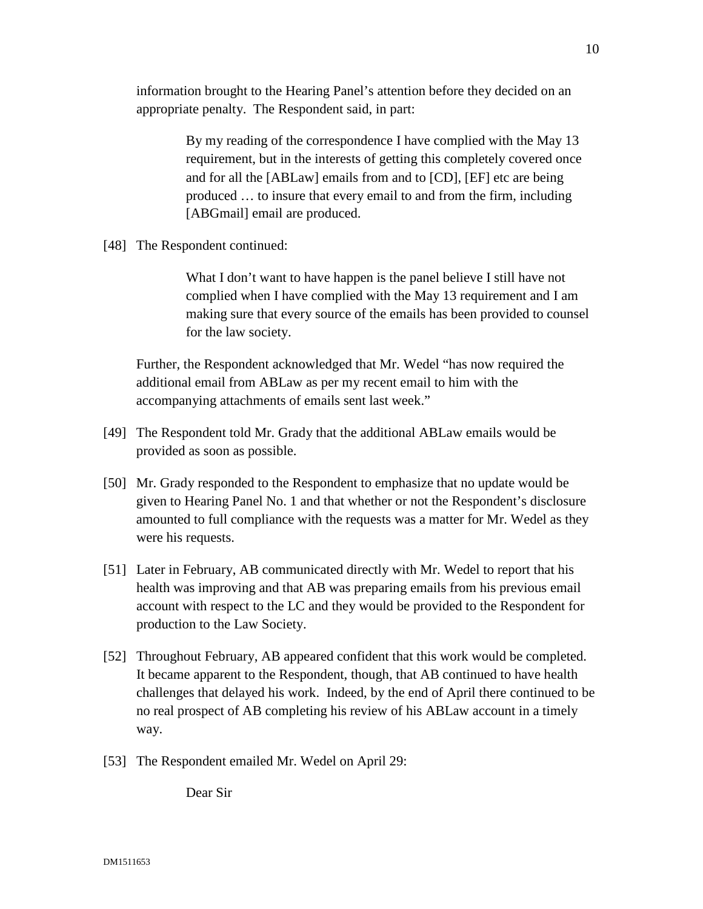information brought to the Hearing Panel's attention before they decided on an appropriate penalty. The Respondent said, in part:

> By my reading of the correspondence I have complied with the May 13 requirement, but in the interests of getting this completely covered once and for all the [ABLaw] emails from and to [CD], [EF] etc are being produced … to insure that every email to and from the firm, including [ABGmail] email are produced.

[48] The Respondent continued:

> What I don't want to have happen is the panel believe I still have not complied when I have complied with the May 13 requirement and I am making sure that every source of the emails has been provided to counsel for the law society.

Further, the Respondent acknowledged that Mr. Wedel "has now required the additional email from ABLaw as per my recent email to him with the accompanying attachments of emails sent last week."

[49] The Respondent told Mr. Grady that the additional ABLaw emails would be provided as soon as possible.

[50] Mr. Grady responded to the Respondent to emphasize that no update would be given to Hearing Panel No. 1 and that whether or not the Respondent's disclosure amounted to full compliance with the requests was a matter for Mr. Wedel as they were his requests.

[51] Later in February, AB communicated directly with Mr. Wedel to report that his health was improving and that AB was preparing emails from his previous email account with respect to the LC and they would be provided to the Respondent for production to the Law Society.

[52] Throughout February, AB appeared confident that this work would be completed. It became apparent to the Respondent, though, that AB continued to have health challenges that delayed his work. Indeed, by the end of April there continued to be no real prospect of AB completing his review of his ABLaw account in a timely way.

[53] The Respondent emailed Mr. Wedel on April 29:

> Dear Sir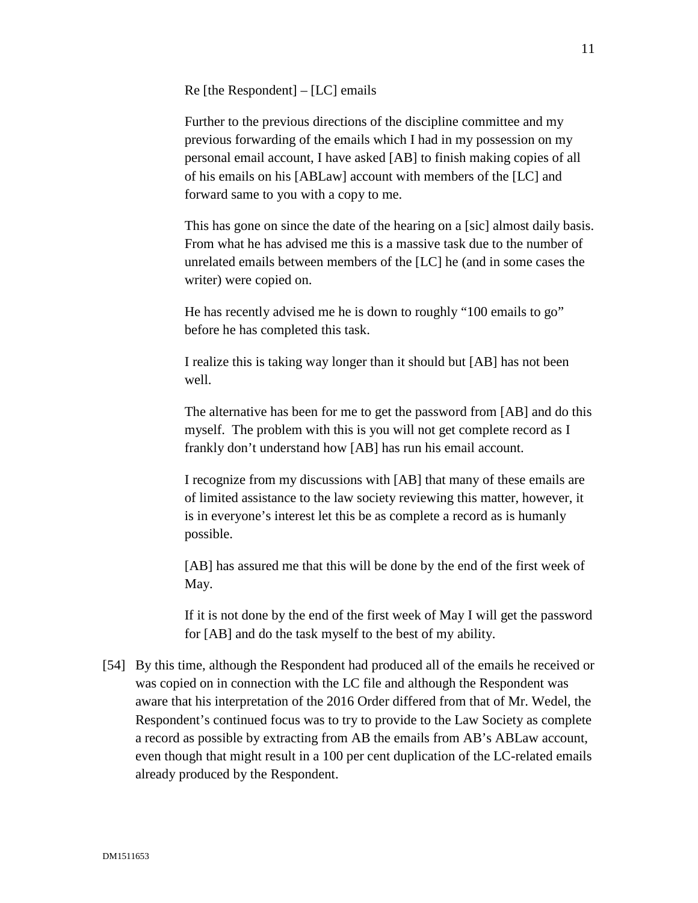> Re [the Respondent] – [LC] emails
>
> Further to the previous directions of the discipline committee and my previous forwarding of the emails which I had in my possession on my personal email account, I have asked [AB] to finish making copies of all of his emails on his [ABLaw] account with members of the [LC] and forward same to you with a copy to me.
>
> This has gone on since the date of the hearing on a [sic] almost daily basis. From what he has advised me this is a massive task due to the number of unrelated emails between members of the [LC] he (and in some cases the writer) were copied on.
>
> He has recently advised me he is down to roughly "100 emails to go" before he has completed this task.
>
> I realize this is taking way longer than it should but [AB] has not been well.
>
> The alternative has been for me to get the password from [AB] and do this myself. The problem with this is you will not get complete record as I frankly don't understand how [AB] has run his email account.
>
> I recognize from my discussions with [AB] that many of these emails are of limited assistance to the law society reviewing this matter, however, it is in everyone's interest let this be as complete a record as is humanly possible.
>
> [AB] has assured me that this will be done by the end of the first week of May.
>
> If it is not done by the end of the first week of May I will get the password for [AB] and do the task myself to the best of my ability.

[54] By this time, although the Respondent had produced all of the emails he received or was copied on in connection with the LC file and although the Respondent was aware that his interpretation of the 2016 Order differed from that of Mr. Wedel, the Respondent's continued focus was to try to provide to the Law Society as complete a record as possible by extracting from AB the emails from AB's ABLaw account, even though that might result in a 100 per cent duplication of the LC-related emails already produced by the Respondent.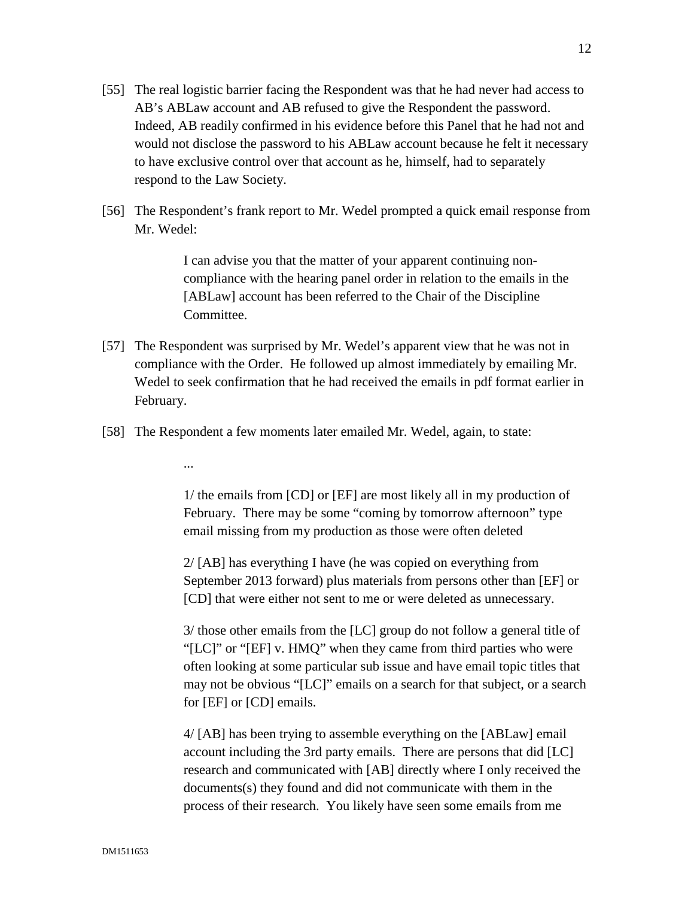[55] The real logistic barrier facing the Respondent was that he had never had access to AB's ABLaw account and AB refused to give the Respondent the password. Indeed, AB readily confirmed in his evidence before this Panel that he had not and would not disclose the password to his ABLaw account because he felt it necessary to have exclusive control over that account as he, himself, had to separately respond to the Law Society.

[56] The Respondent's frank report to Mr. Wedel prompted a quick email response from Mr. Wedel:

> I can advise you that the matter of your apparent continuing non-compliance with the hearing panel order in relation to the emails in the [ABLaw] account has been referred to the Chair of the Discipline Committee.

[57] The Respondent was surprised by Mr. Wedel's apparent view that he was not in compliance with the Order. He followed up almost immediately by emailing Mr. Wedel to seek confirmation that he had received the emails in pdf format earlier in February.

[58] The Respondent a few moments later emailed Mr. Wedel, again, to state:

> ...
>
> 1/ the emails from [CD] or [EF] are most likely all in my production of February. There may be some "coming by tomorrow afternoon" type email missing from my production as those were often deleted
>
> 2/ [AB] has everything I have (he was copied on everything from September 2013 forward) plus materials from persons other than [EF] or [CD] that were either not sent to me or were deleted as unnecessary.
>
> 3/ those other emails from the [LC] group do not follow a general title of "[LC]" or "[EF] v. HMQ" when they came from third parties who were often looking at some particular sub issue and have email topic titles that may not be obvious "[LC]" emails on a search for that subject, or a search for [EF] or [CD] emails.
>
> 4/ [AB] has been trying to assemble everything on the [ABLaw] email account including the 3rd party emails. There are persons that did [LC] research and communicated with [AB] directly where I only received the documents(s) they found and did not communicate with them in the process of their research. You likely have seen some emails from me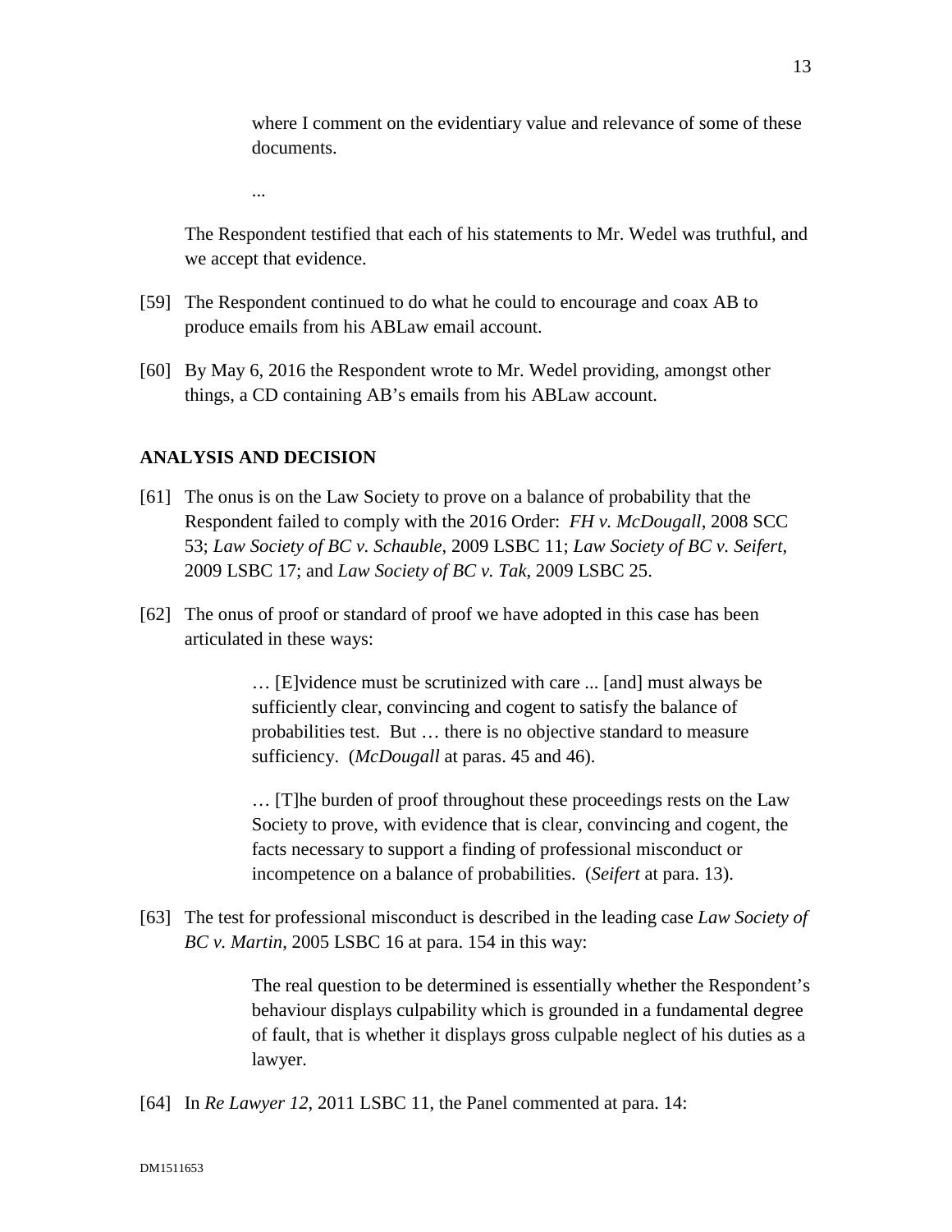> where I comment on the evidentiary value and relevance of some of these documents.
>
> ...

The Respondent testified that each of his statements to Mr. Wedel was truthful, and we accept that evidence.

[59] The Respondent continued to do what he could to encourage and coax AB to produce emails from his ABLaw email account.

[60] By May 6, 2016 the Respondent wrote to Mr. Wedel providing, amongst other things, a CD containing AB's emails from his ABLaw account.

## ANALYSIS AND DECISION

[61] The onus is on the Law Society to prove on a balance of probability that the Respondent failed to comply with the 2016 Order: *FH v. McDougall*, 2008 SCC 53; *Law Society of BC v. Schauble*, 2009 LSBC 11; *Law Society of BC v. Seifert*, 2009 LSBC 17; and *Law Society of BC v. Tak*, 2009 LSBC 25.

[62] The onus of proof or standard of proof we have adopted in this case has been articulated in these ways:

> … [E]vidence must be scrutinized with care ... [and] must always be sufficiently clear, convincing and cogent to satisfy the balance of probabilities test. But … there is no objective standard to measure sufficiency. (*McDougall* at paras. 45 and 46).
>
> … [T]he burden of proof throughout these proceedings rests on the Law Society to prove, with evidence that is clear, convincing and cogent, the facts necessary to support a finding of professional misconduct or incompetence on a balance of probabilities. (*Seifert* at para. 13).

[63] The test for professional misconduct is described in the leading case *Law Society of BC v. Martin*, 2005 LSBC 16 at para. 154 in this way:

> The real question to be determined is essentially whether the Respondent's behaviour displays culpability which is grounded in a fundamental degree of fault, that is whether it displays gross culpable neglect of his duties as a lawyer.

[64] In *Re Lawyer 12*, 2011 LSBC 11, the Panel commented at para. 14: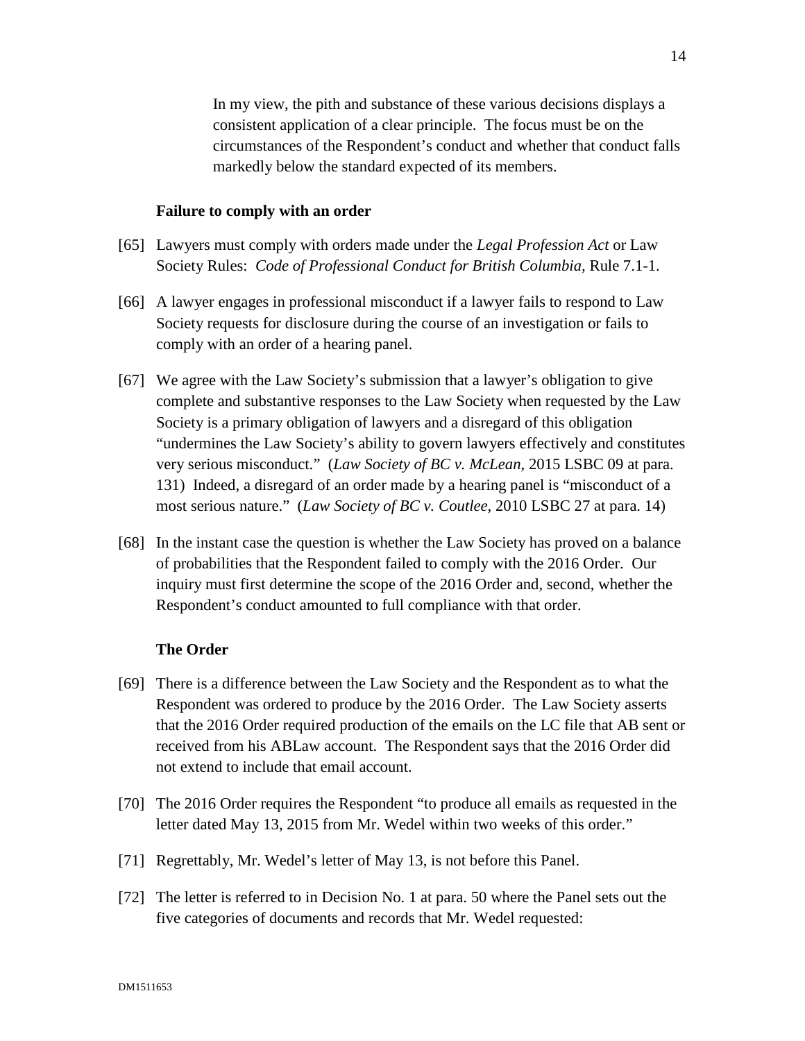> In my view, the pith and substance of these various decisions displays a consistent application of a clear principle. The focus must be on the circumstances of the Respondent's conduct and whether that conduct falls markedly below the standard expected of its members.

**Failure to comply with an order**

[65] Lawyers must comply with orders made under the *Legal Profession Act* or Law Society Rules: *Code of Professional Conduct for British Columbia*, Rule 7.1-1.

[66] A lawyer engages in professional misconduct if a lawyer fails to respond to Law Society requests for disclosure during the course of an investigation or fails to comply with an order of a hearing panel.

[67] We agree with the Law Society's submission that a lawyer's obligation to give complete and substantive responses to the Law Society when requested by the Law Society is a primary obligation of lawyers and a disregard of this obligation "undermines the Law Society's ability to govern lawyers effectively and constitutes very serious misconduct." (*Law Society of BC v. McLean*, 2015 LSBC 09 at para. 131) Indeed, a disregard of an order made by a hearing panel is "misconduct of a most serious nature." (*Law Society of BC v. Coutlee*, 2010 LSBC 27 at para. 14)

[68] In the instant case the question is whether the Law Society has proved on a balance of probabilities that the Respondent failed to comply with the 2016 Order. Our inquiry must first determine the scope of the 2016 Order and, second, whether the Respondent's conduct amounted to full compliance with that order.

**The Order**

[69] There is a difference between the Law Society and the Respondent as to what the Respondent was ordered to produce by the 2016 Order. The Law Society asserts that the 2016 Order required production of the emails on the LC file that AB sent or received from his ABLaw account. The Respondent says that the 2016 Order did not extend to include that email account.

[70] The 2016 Order requires the Respondent "to produce all emails as requested in the letter dated May 13, 2015 from Mr. Wedel within two weeks of this order."

[71] Regrettably, Mr. Wedel's letter of May 13, is not before this Panel.

[72] The letter is referred to in Decision No. 1 at para. 50 where the Panel sets out the five categories of documents and records that Mr. Wedel requested: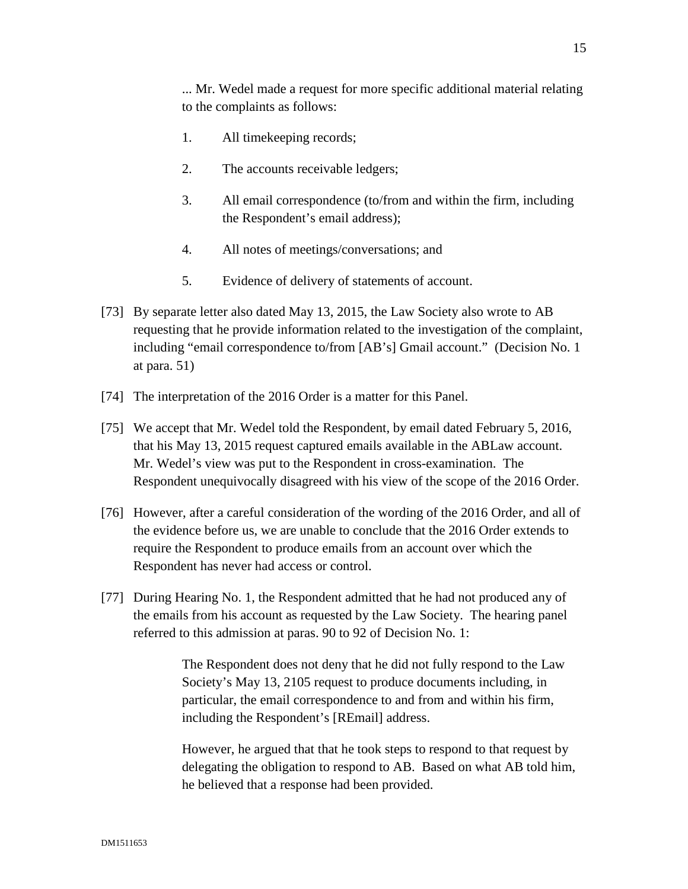... Mr. Wedel made a request for more specific additional material relating to the complaints as follows:

1. All timekeeping records;
2. The accounts receivable ledgers;
3. All email correspondence (to/from and within the firm, including the Respondent's email address);
4. All notes of meetings/conversations; and
5. Evidence of delivery of statements of account.

[73] By separate letter also dated May 13, 2015, the Law Society also wrote to AB requesting that he provide information related to the investigation of the complaint, including "email correspondence to/from [AB's] Gmail account." (Decision No. 1 at para. 51)

[74] The interpretation of the 2016 Order is a matter for this Panel.

[75] We accept that Mr. Wedel told the Respondent, by email dated February 5, 2016, that his May 13, 2015 request captured emails available in the ABLaw account. Mr. Wedel's view was put to the Respondent in cross-examination. The Respondent unequivocally disagreed with his view of the scope of the 2016 Order.

[76] However, after a careful consideration of the wording of the 2016 Order, and all of the evidence before us, we are unable to conclude that the 2016 Order extends to require the Respondent to produce emails from an account over which the Respondent has never had access or control.

[77] During Hearing No. 1, the Respondent admitted that he had not produced any of the emails from his account as requested by the Law Society. The hearing panel referred to this admission at paras. 90 to 92 of Decision No. 1:

> The Respondent does not deny that he did not fully respond to the Law Society's May 13, 2105 request to produce documents including, in particular, the email correspondence to and from and within his firm, including the Respondent's [REmail] address.
>
> However, he argued that that he took steps to respond to that request by delegating the obligation to respond to AB. Based on what AB told him, he believed that a response had been provided.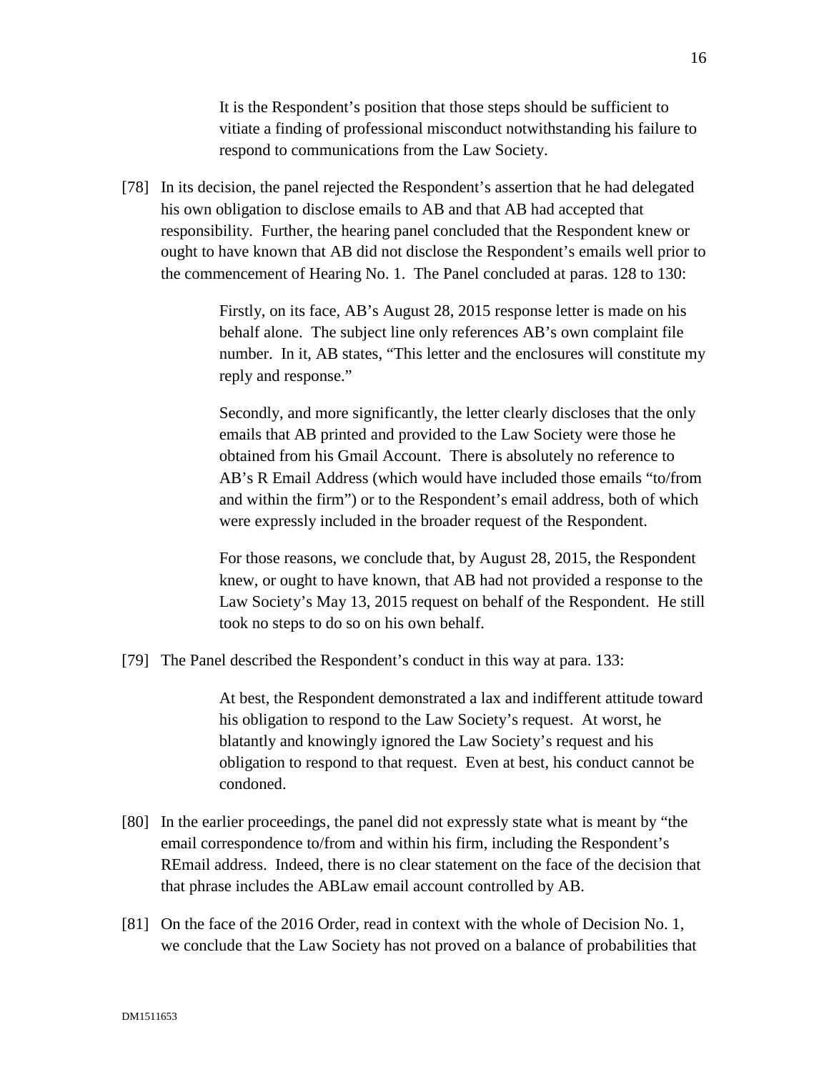> It is the Respondent's position that those steps should be sufficient to vitiate a finding of professional misconduct notwithstanding his failure to respond to communications from the Law Society.

[78] In its decision, the panel rejected the Respondent's assertion that he had delegated his own obligation to disclose emails to AB and that AB had accepted that responsibility. Further, the hearing panel concluded that the Respondent knew or ought to have known that AB did not disclose the Respondent's emails well prior to the commencement of Hearing No. 1. The Panel concluded at paras. 128 to 130:

> Firstly, on its face, AB's August 28, 2015 response letter is made on his behalf alone. The subject line only references AB's own complaint file number. In it, AB states, "This letter and the enclosures will constitute my reply and response."
>
> Secondly, and more significantly, the letter clearly discloses that the only emails that AB printed and provided to the Law Society were those he obtained from his Gmail Account. There is absolutely no reference to AB's R Email Address (which would have included those emails "to/from and within the firm") or to the Respondent's email address, both of which were expressly included in the broader request of the Respondent.
>
> For those reasons, we conclude that, by August 28, 2015, the Respondent knew, or ought to have known, that AB had not provided a response to the Law Society's May 13, 2015 request on behalf of the Respondent. He still took no steps to do so on his own behalf.

[79] The Panel described the Respondent's conduct in this way at para. 133:

> At best, the Respondent demonstrated a lax and indifferent attitude toward his obligation to respond to the Law Society's request. At worst, he blatantly and knowingly ignored the Law Society's request and his obligation to respond to that request. Even at best, his conduct cannot be condoned.

[80] In the earlier proceedings, the panel did not expressly state what is meant by "the email correspondence to/from and within his firm, including the Respondent's REmail address. Indeed, there is no clear statement on the face of the decision that that phrase includes the ABLaw email account controlled by AB.

[81] On the face of the 2016 Order, read in context with the whole of Decision No. 1, we conclude that the Law Society has not proved on a balance of probabilities that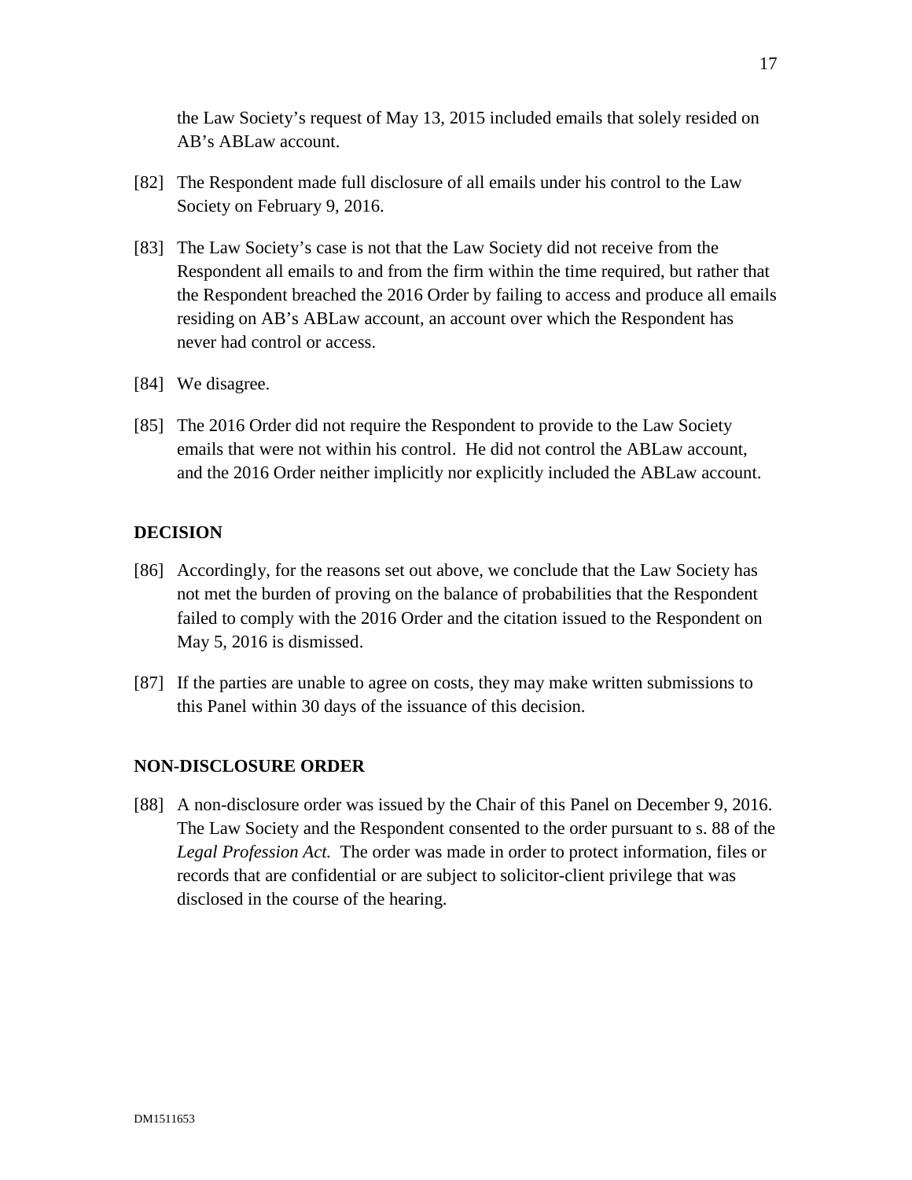the Law Society's request of May 13, 2015 included emails that solely resided on AB's ABLaw account.

[82] The Respondent made full disclosure of all emails under his control to the Law Society on February 9, 2016.

[83] The Law Society's case is not that the Law Society did not receive from the Respondent all emails to and from the firm within the time required, but rather that the Respondent breached the 2016 Order by failing to access and produce all emails residing on AB's ABLaw account, an account over which the Respondent has never had control or access.

[84] We disagree.

[85] The 2016 Order did not require the Respondent to provide to the Law Society emails that were not within his control. He did not control the ABLaw account, and the 2016 Order neither implicitly nor explicitly included the ABLaw account.

## DECISION

[86] Accordingly, for the reasons set out above, we conclude that the Law Society has not met the burden of proving on the balance of probabilities that the Respondent failed to comply with the 2016 Order and the citation issued to the Respondent on May 5, 2016 is dismissed.

[87] If the parties are unable to agree on costs, they may make written submissions to this Panel within 30 days of the issuance of this decision.

## NON-DISCLOSURE ORDER

[88] A non-disclosure order was issued by the Chair of this Panel on December 9, 2016. The Law Society and the Respondent consented to the order pursuant to s. 88 of the *Legal Profession Act.* The order was made in order to protect information, files or records that are confidential or are subject to solicitor-client privilege that was disclosed in the course of the hearing.

DM1511653